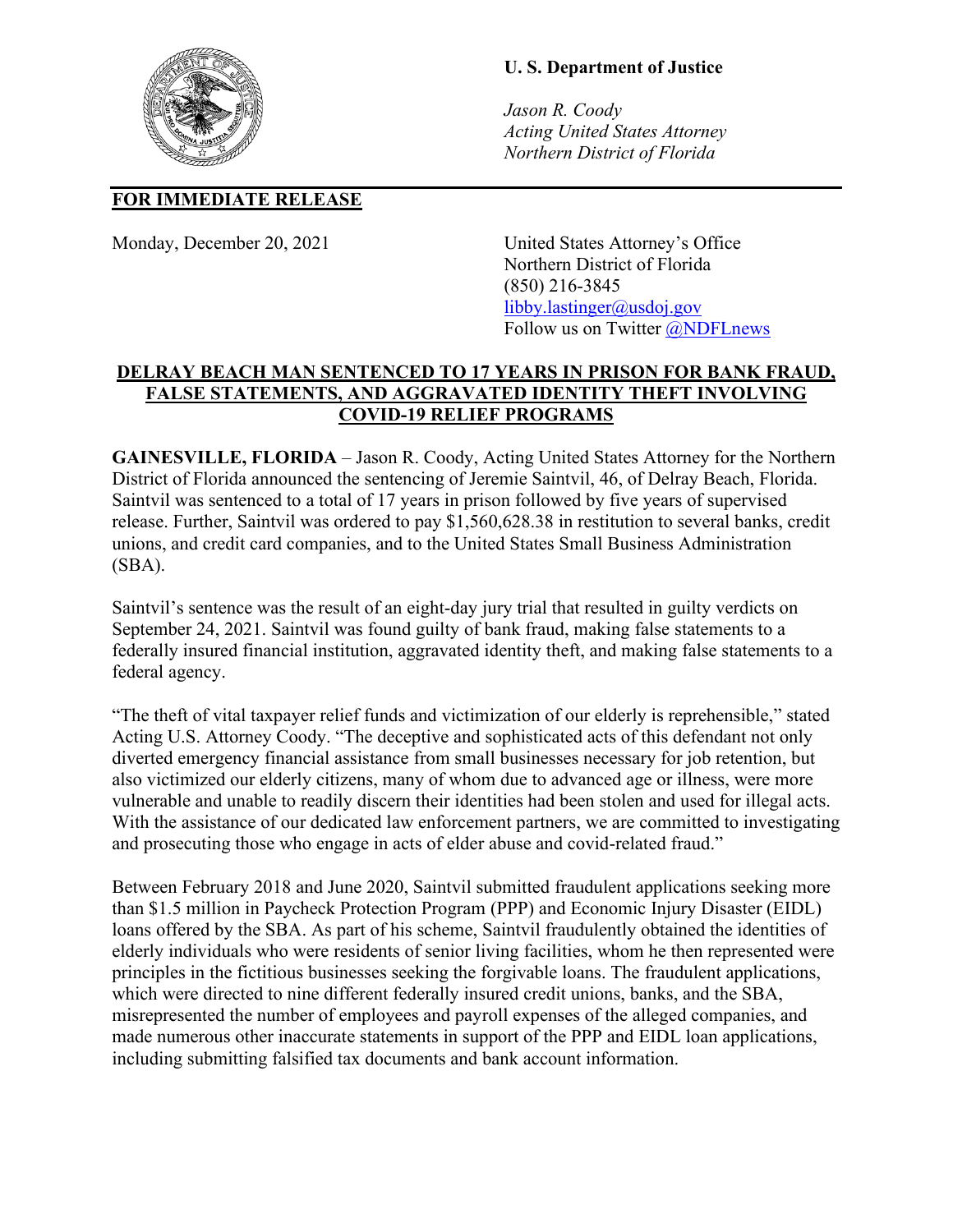**U. S. Department of Justice**

*Jason R. Coody*
*Acting United States Attorney*
*Northern District of Florida*

**FOR IMMEDIATE RELEASE**

Monday, December 20, 2021

United States Attorney's Office
Northern District of Florida
(850) 216-3845
libby.lastinger@usdoj.gov
Follow us on Twitter @NDFLnews

## DELRAY BEACH MAN SENTENCED TO 17 YEARS IN PRISON FOR BANK FRAUD, FALSE STATEMENTS, AND AGGRAVATED IDENTITY THEFT INVOLVING COVID-19 RELIEF PROGRAMS

**GAINESVILLE, FLORIDA** – Jason R. Coody, Acting United States Attorney for the Northern District of Florida announced the sentencing of Jeremie Saintvil, 46, of Delray Beach, Florida. Saintvil was sentenced to a total of 17 years in prison followed by five years of supervised release. Further, Saintvil was ordered to pay $1,560,628.38 in restitution to several banks, credit unions, and credit card companies, and to the United States Small Business Administration (SBA).

Saintvil's sentence was the result of an eight-day jury trial that resulted in guilty verdicts on September 24, 2021. Saintvil was found guilty of bank fraud, making false statements to a federally insured financial institution, aggravated identity theft, and making false statements to a federal agency.

"The theft of vital taxpayer relief funds and victimization of our elderly is reprehensible," stated Acting U.S. Attorney Coody. "The deceptive and sophisticated acts of this defendant not only diverted emergency financial assistance from small businesses necessary for job retention, but also victimized our elderly citizens, many of whom due to advanced age or illness, were more vulnerable and unable to readily discern their identities had been stolen and used for illegal acts. With the assistance of our dedicated law enforcement partners, we are committed to investigating and prosecuting those who engage in acts of elder abuse and covid-related fraud."

Between February 2018 and June 2020, Saintvil submitted fraudulent applications seeking more than $1.5 million in Paycheck Protection Program (PPP) and Economic Injury Disaster (EIDL) loans offered by the SBA. As part of his scheme, Saintvil fraudulently obtained the identities of elderly individuals who were residents of senior living facilities, whom he then represented were principles in the fictitious businesses seeking the forgivable loans. The fraudulent applications, which were directed to nine different federally insured credit unions, banks, and the SBA, misrepresented the number of employees and payroll expenses of the alleged companies, and made numerous other inaccurate statements in support of the PPP and EIDL loan applications, including submitting falsified tax documents and bank account information.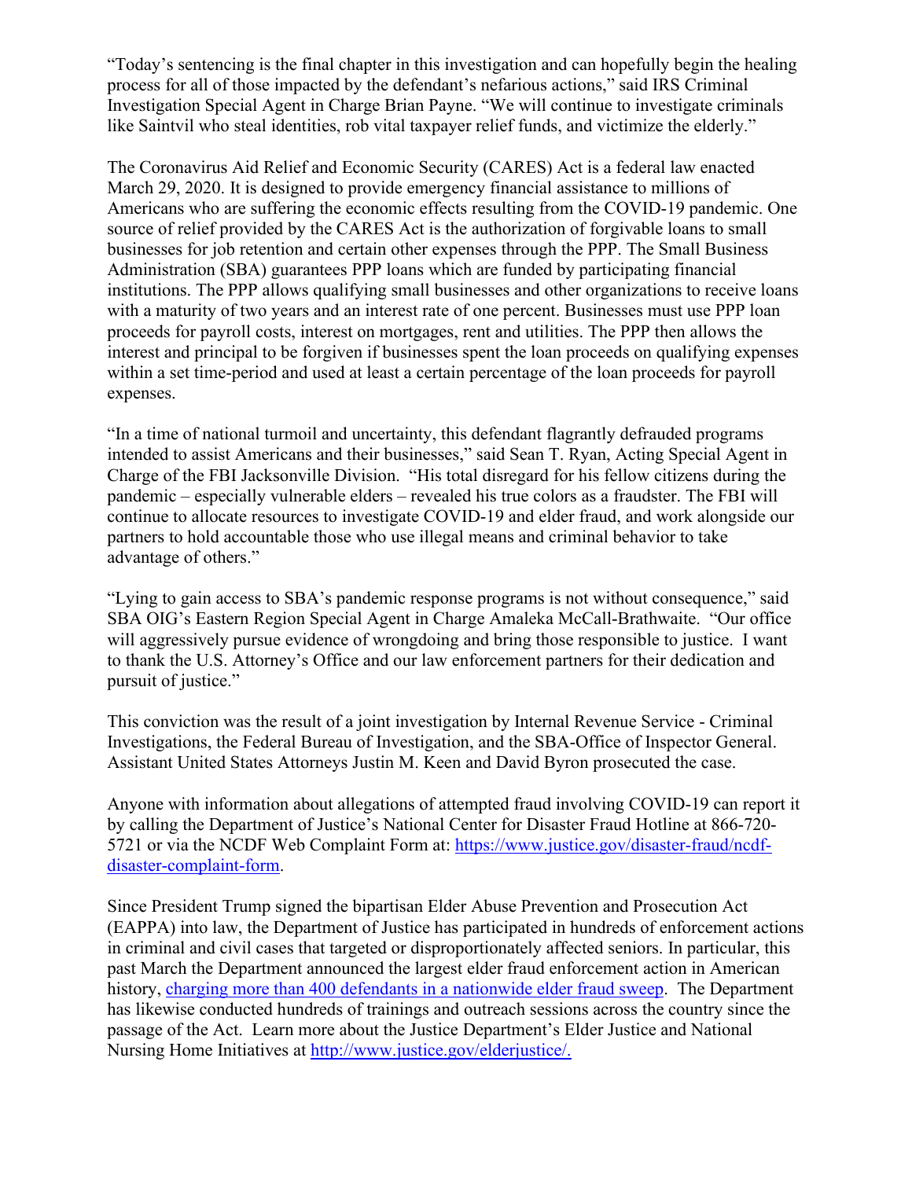"Today's sentencing is the final chapter in this investigation and can hopefully begin the healing process for all of those impacted by the defendant's nefarious actions," said IRS Criminal Investigation Special Agent in Charge Brian Payne. "We will continue to investigate criminals like Saintvil who steal identities, rob vital taxpayer relief funds, and victimize the elderly."

The Coronavirus Aid Relief and Economic Security (CARES) Act is a federal law enacted March 29, 2020. It is designed to provide emergency financial assistance to millions of Americans who are suffering the economic effects resulting from the COVID-19 pandemic. One source of relief provided by the CARES Act is the authorization of forgivable loans to small businesses for job retention and certain other expenses through the PPP. The Small Business Administration (SBA) guarantees PPP loans which are funded by participating financial institutions. The PPP allows qualifying small businesses and other organizations to receive loans with a maturity of two years and an interest rate of one percent. Businesses must use PPP loan proceeds for payroll costs, interest on mortgages, rent and utilities. The PPP then allows the interest and principal to be forgiven if businesses spent the loan proceeds on qualifying expenses within a set time-period and used at least a certain percentage of the loan proceeds for payroll expenses.

"In a time of national turmoil and uncertainty, this defendant flagrantly defrauded programs intended to assist Americans and their businesses," said Sean T. Ryan, Acting Special Agent in Charge of the FBI Jacksonville Division. "His total disregard for his fellow citizens during the pandemic – especially vulnerable elders – revealed his true colors as a fraudster. The FBI will continue to allocate resources to investigate COVID-19 and elder fraud, and work alongside our partners to hold accountable those who use illegal means and criminal behavior to take advantage of others."

"Lying to gain access to SBA's pandemic response programs is not without consequence," said SBA OIG's Eastern Region Special Agent in Charge Amaleka McCall-Brathwaite. "Our office will aggressively pursue evidence of wrongdoing and bring those responsible to justice. I want to thank the U.S. Attorney's Office and our law enforcement partners for their dedication and pursuit of justice."

This conviction was the result of a joint investigation by Internal Revenue Service - Criminal Investigations, the Federal Bureau of Investigation, and the SBA-Office of Inspector General. Assistant United States Attorneys Justin M. Keen and David Byron prosecuted the case.

Anyone with information about allegations of attempted fraud involving COVID-19 can report it by calling the Department of Justice's National Center for Disaster Fraud Hotline at 866-720-5721 or via the NCDF Web Complaint Form at: [https://www.justice.gov/disaster-fraud/ncdf-disaster-complaint-form](https://www.justice.gov/disaster-fraud/ncdf-disaster-complaint-form).

Since President Trump signed the bipartisan Elder Abuse Prevention and Prosecution Act (EAPPA) into law, the Department of Justice has participated in hundreds of enforcement actions in criminal and civil cases that targeted or disproportionately affected seniors. In particular, this past March the Department announced the largest elder fraud enforcement action in American history, charging more than 400 defendants in a nationwide elder fraud sweep. The Department has likewise conducted hundreds of trainings and outreach sessions across the country since the passage of the Act. Learn more about the Justice Department's Elder Justice and National Nursing Home Initiatives at [http://www.justice.gov/elderjustice/.](http://www.justice.gov/elderjustice/)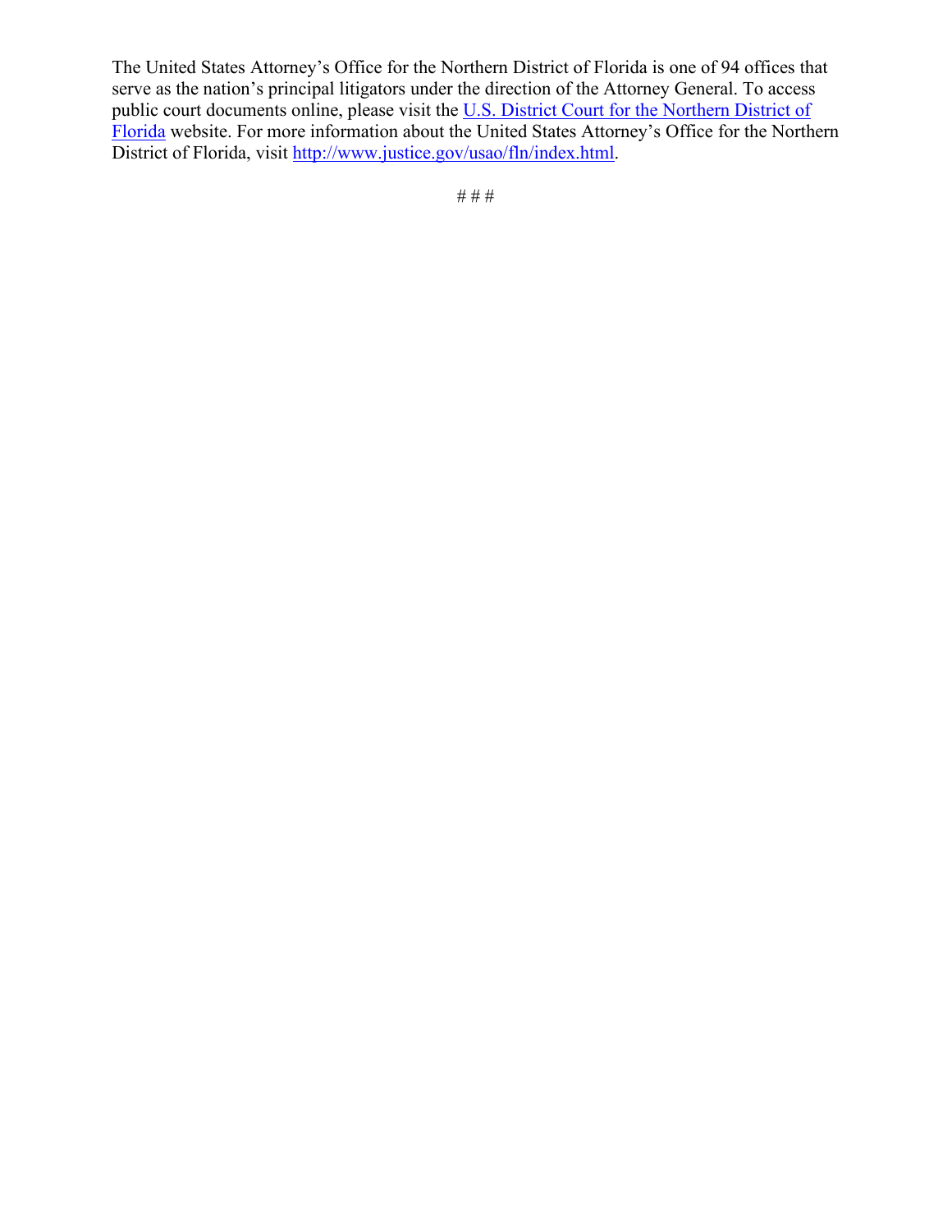The United States Attorney's Office for the Northern District of Florida is one of 94 offices that serve as the nation's principal litigators under the direction of the Attorney General. To access public court documents online, please visit the U.S. District Court for the Northern District of Florida website. For more information about the United States Attorney's Office for the Northern District of Florida, visit http://www.justice.gov/usao/fln/index.html.

# # #